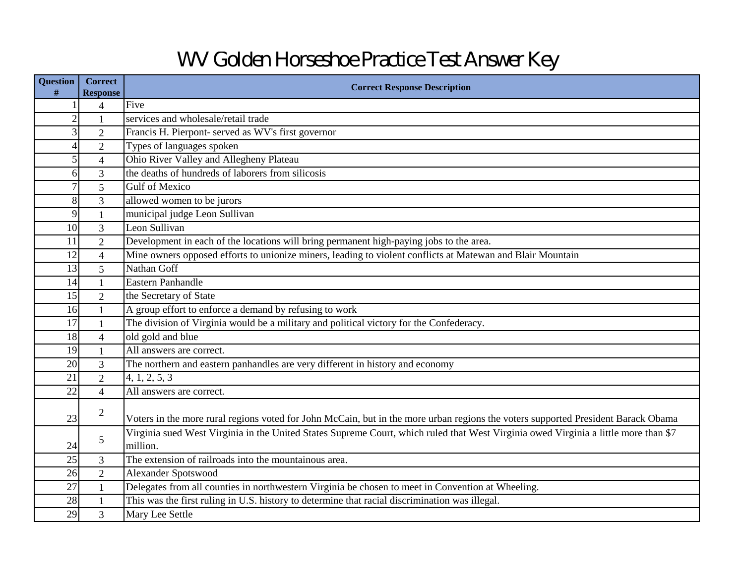# WV Golden Horseshoe Practice Test Answer Key

| Question # | Correct Response | Correct Response Description |
|---|---|---|
| 1 | 4 | Five |
| 2 | 1 | services and wholesale/retail trade |
| 3 | 2 | Francis H. Pierpont- served as WV's first governor |
| 4 | 2 | Types of languages spoken |
| 5 | 4 | Ohio River Valley and Allegheny Plateau |
| 6 | 3 | the deaths of hundreds of laborers from silicosis |
| 7 | 5 | Gulf of Mexico |
| 8 | 3 | allowed women to be jurors |
| 9 | 1 | municipal judge Leon Sullivan |
| 10 | 3 | Leon Sullivan |
| 11 | 2 | Development in each of the locations will bring permanent high-paying jobs to the area. |
| 12 | 4 | Mine owners opposed efforts to unionize miners, leading to violent conflicts at Matewan and Blair Mountain |
| 13 | 5 | Nathan Goff |
| 14 | 1 | Eastern Panhandle |
| 15 | 2 | the Secretary of State |
| 16 | 1 | A group effort to enforce a demand by refusing to work |
| 17 | 1 | The division of Virginia would be a military and political victory for the Confederacy. |
| 18 | 4 | old gold and blue |
| 19 | 1 | All answers are correct. |
| 20 | 3 | The northern and eastern panhandles are very different in history and economy |
| 21 | 2 | 4, 1, 2, 5, 3 |
| 22 | 4 | All answers are correct. |
| 23 | 2 | Voters in the more rural regions voted for John McCain, but in the more urban regions the voters supported President Barack Obama |
| 24 | 5 | Virginia sued West Virginia in the United States Supreme Court, which ruled that West Virginia owed Virginia a little more than $7 million. |
| 25 | 3 | The extension of railroads into the mountainous area. |
| 26 | 2 | Alexander Spotswood |
| 27 | 1 | Delegates from all counties in northwestern Virginia be chosen to meet in Convention at Wheeling. |
| 28 | 1 | This was the first ruling in U.S. history to determine that racial discrimination was illegal. |
| 29 | 3 | Mary Lee Settle |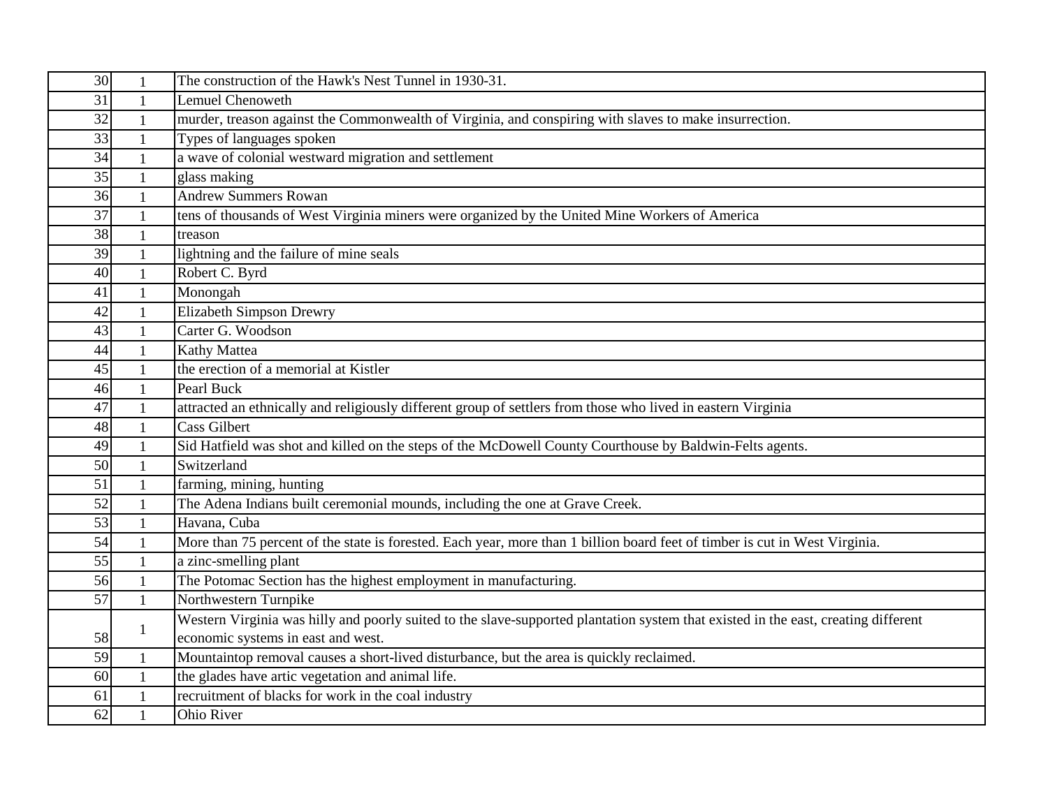| | | |
|---|---|---|
| 30 | 1 | The construction of the Hawk's Nest Tunnel in 1930-31. |
| 31 | 1 | Lemuel Chenoweth |
| 32 | 1 | murder, treason against the Commonwealth of Virginia, and conspiring with slaves to make insurrection. |
| 33 | 1 | Types of languages spoken |
| 34 | 1 | a wave of colonial westward migration and settlement |
| 35 | 1 | glass making |
| 36 | 1 | Andrew Summers Rowan |
| 37 | 1 | tens of thousands of West Virginia miners were organized by the United Mine Workers of America |
| 38 | 1 | treason |
| 39 | 1 | lightning and the failure of mine seals |
| 40 | 1 | Robert C. Byrd |
| 41 | 1 | Monongah |
| 42 | 1 | Elizabeth Simpson Drewry |
| 43 | 1 | Carter G. Woodson |
| 44 | 1 | Kathy Mattea |
| 45 | 1 | the erection of a memorial at Kistler |
| 46 | 1 | Pearl Buck |
| 47 | 1 | attracted an ethnically and religiously different group of settlers from those who lived in eastern Virginia |
| 48 | 1 | Cass Gilbert |
| 49 | 1 | Sid Hatfield was shot and killed on the steps of the McDowell County Courthouse by Baldwin-Felts agents. |
| 50 | 1 | Switzerland |
| 51 | 1 | farming, mining, hunting |
| 52 | 1 | The Adena Indians built ceremonial mounds, including the one at Grave Creek. |
| 53 | 1 | Havana, Cuba |
| 54 | 1 | More than 75 percent of the state is forested. Each year, more than 1 billion board feet of timber is cut in West Virginia. |
| 55 | 1 | a zinc-smelling plant |
| 56 | 1 | The Potomac Section has the highest employment in manufacturing. |
| 57 | 1 | Northwestern Turnpike |
| 58 | 1 | Western Virginia was hilly and poorly suited to the slave-supported plantation system that existed in the east, creating different economic systems in east and west. |
| 59 | 1 | Mountaintop removal causes a short-lived disturbance, but the area is quickly reclaimed. |
| 60 | 1 | the glades have artic vegetation and animal life. |
| 61 | 1 | recruitment of blacks for work in the coal industry |
| 62 | 1 | Ohio River |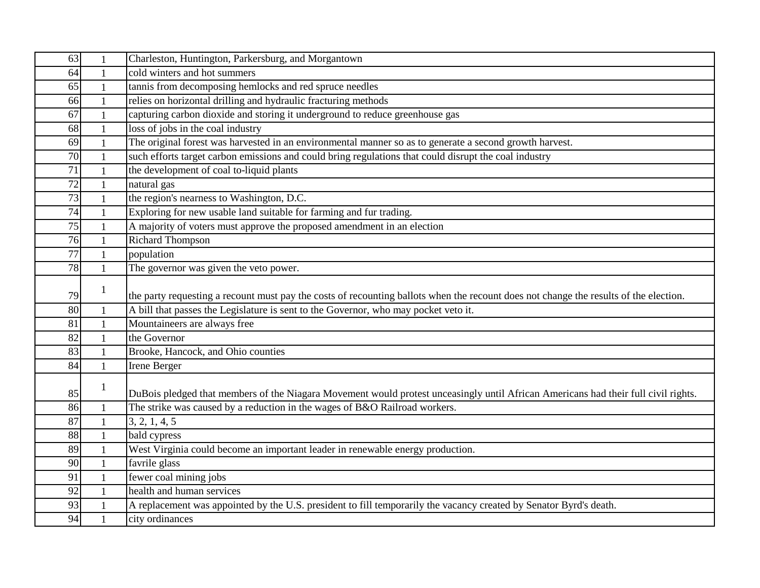| | | |
|---|---|---|
| 63 | 1 | Charleston, Huntington, Parkersburg, and Morgantown |
| 64 | 1 | cold winters and hot summers |
| 65 | 1 | tannis from decomposing hemlocks and red spruce needles |
| 66 | 1 | relies on horizontal drilling and hydraulic fracturing methods |
| 67 | 1 | capturing carbon dioxide and storing it underground to reduce greenhouse gas |
| 68 | 1 | loss of jobs in the coal industry |
| 69 | 1 | The original forest was harvested in an environmental manner so as to generate a second growth harvest. |
| 70 | 1 | such efforts target carbon emissions and could bring regulations that could disrupt the coal industry |
| 71 | 1 | the development of coal to-liquid plants |
| 72 | 1 | natural gas |
| 73 | 1 | the region's nearness to Washington, D.C. |
| 74 | 1 | Exploring for new usable land suitable for farming and fur trading. |
| 75 | 1 | A majority of voters must approve the proposed amendment in an election |
| 76 | 1 | Richard Thompson |
| 77 | 1 | population |
| 78 | 1 | The governor was given the veto power. |
| 79 | 1 | the party requesting a recount must pay the costs of recounting ballots when the recount does not change the results of the election. |
| 80 | 1 | A bill that passes the Legislature is sent to the Governor, who may pocket veto it. |
| 81 | 1 | Mountaineers are always free |
| 82 | 1 | the Governor |
| 83 | 1 | Brooke, Hancock, and Ohio counties |
| 84 | 1 | Irene Berger |
| 85 | 1 | DuBois pledged that members of the Niagara Movement would protest unceasingly until African Americans had their full civil rights. |
| 86 | 1 | The strike was caused by a reduction in the wages of B&O Railroad workers. |
| 87 | 1 | 3, 2, 1, 4, 5 |
| 88 | 1 | bald cypress |
| 89 | 1 | West Virginia could become an important leader in renewable energy production. |
| 90 | 1 | favrile glass |
| 91 | 1 | fewer coal mining jobs |
| 92 | 1 | health and human services |
| 93 | 1 | A replacement was appointed by the U.S. president to fill temporarily the vacancy created by Senator Byrd's death. |
| 94 | 1 | city ordinances |